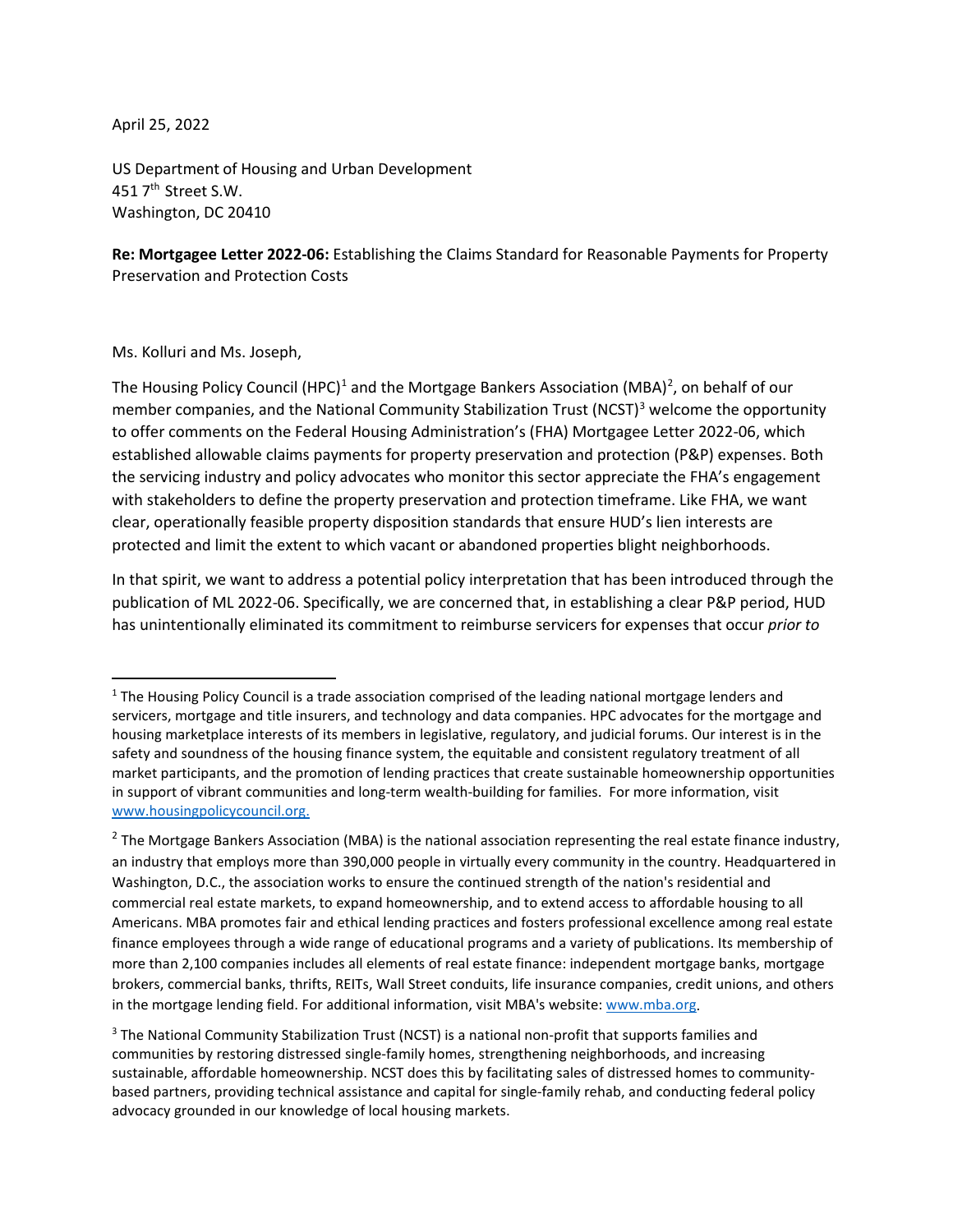April 25, 2022

US Department of Housing and Urban Development
451 7th Street S.W.
Washington, DC 20410

**Re: Mortgagee Letter 2022-06:** Establishing the Claims Standard for Reasonable Payments for Property Preservation and Protection Costs

Ms. Kolluri and Ms. Joseph,

The Housing Policy Council (HPC)[1] and the Mortgage Bankers Association (MBA)[2], on behalf of our member companies, and the National Community Stabilization Trust (NCST)[3] welcome the opportunity to offer comments on the Federal Housing Administration's (FHA) Mortgagee Letter 2022-06, which established allowable claims payments for property preservation and protection (P&P) expenses. Both the servicing industry and policy advocates who monitor this sector appreciate the FHA's engagement with stakeholders to define the property preservation and protection timeframe. Like FHA, we want clear, operationally feasible property disposition standards that ensure HUD's lien interests are protected and limit the extent to which vacant or abandoned properties blight neighborhoods.

In that spirit, we want to address a potential policy interpretation that has been introduced through the publication of ML 2022-06. Specifically, we are concerned that, in establishing a clear P&P period, HUD has unintentionally eliminated its commitment to reimburse servicers for expenses that occur *prior to*

---

[1] The Housing Policy Council is a trade association comprised of the leading national mortgage lenders and servicers, mortgage and title insurers, and technology and data companies. HPC advocates for the mortgage and housing marketplace interests of its members in legislative, regulatory, and judicial forums. Our interest is in the safety and soundness of the housing finance system, the equitable and consistent regulatory treatment of all market participants, and the promotion of lending practices that create sustainable homeownership opportunities in support of vibrant communities and long-term wealth-building for families. For more information, visit [www.housingpolicycouncil.org.](http://www.housingpolicycouncil.org)

[2] The Mortgage Bankers Association (MBA) is the national association representing the real estate finance industry, an industry that employs more than 390,000 people in virtually every community in the country. Headquartered in Washington, D.C., the association works to ensure the continued strength of the nation's residential and commercial real estate markets, to expand homeownership, and to extend access to affordable housing to all Americans. MBA promotes fair and ethical lending practices and fosters professional excellence among real estate finance employees through a wide range of educational programs and a variety of publications. Its membership of more than 2,100 companies includes all elements of real estate finance: independent mortgage banks, mortgage brokers, commercial banks, thrifts, REITs, Wall Street conduits, life insurance companies, credit unions, and others in the mortgage lending field. For additional information, visit MBA's website: [www.mba.org](http://www.mba.org).

[3] The National Community Stabilization Trust (NCST) is a national non-profit that supports families and communities by restoring distressed single-family homes, strengthening neighborhoods, and increasing sustainable, affordable homeownership. NCST does this by facilitating sales of distressed homes to community-based partners, providing technical assistance and capital for single-family rehab, and conducting federal policy advocacy grounded in our knowledge of local housing markets.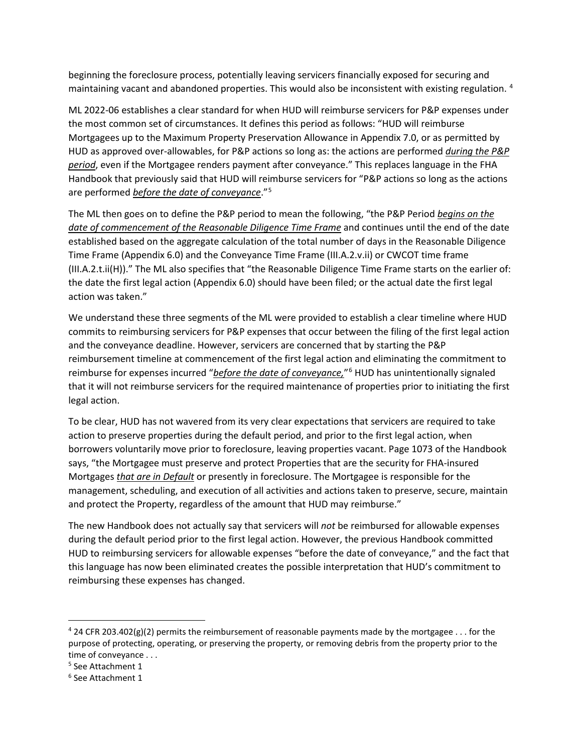beginning the foreclosure process, potentially leaving servicers financially exposed for securing and maintaining vacant and abandoned properties. This would also be inconsistent with existing regulation. [4]

ML 2022-06 establishes a clear standard for when HUD will reimburse servicers for P&P expenses under the most common set of circumstances. It defines this period as follows: "HUD will reimburse Mortgagees up to the Maximum Property Preservation Allowance in Appendix 7.0, or as permitted by HUD as approved over-allowables, for P&P actions so long as: the actions are performed ***during the P&P period***, even if the Mortgagee renders payment after conveyance." This replaces language in the FHA Handbook that previously said that HUD will reimburse servicers for "P&P actions so long as the actions are performed ***before the date of conveyance***."[5]

The ML then goes on to define the P&P period to mean the following, "the P&P Period ***begins on the date of commencement of the Reasonable Diligence Time Frame*** and continues until the end of the date established based on the aggregate calculation of the total number of days in the Reasonable Diligence Time Frame (Appendix 6.0) and the Conveyance Time Frame (III.A.2.v.ii) or CWCOT time frame (III.A.2.t.ii(H))." The ML also specifies that "the Reasonable Diligence Time Frame starts on the earlier of: the date the first legal action (Appendix 6.0) should have been filed; or the actual date the first legal action was taken."

We understand these three segments of the ML were provided to establish a clear timeline where HUD commits to reimbursing servicers for P&P expenses that occur between the filing of the first legal action and the conveyance deadline. However, servicers are concerned that by starting the P&P reimbursement timeline at commencement of the first legal action and eliminating the commitment to reimburse for expenses incurred "***before the date of conveyance,***"[6] HUD has unintentionally signaled that it will not reimburse servicers for the required maintenance of properties prior to initiating the first legal action.

To be clear, HUD has not wavered from its very clear expectations that servicers are required to take action to preserve properties during the default period, and prior to the first legal action, when borrowers voluntarily move prior to foreclosure, leaving properties vacant. Page 1073 of the Handbook says, "the Mortgagee must preserve and protect Properties that are the security for FHA-insured Mortgages ***that are in Default*** or presently in foreclosure. The Mortgagee is responsible for the management, scheduling, and execution of all activities and actions taken to preserve, secure, maintain and protect the Property, regardless of the amount that HUD may reimburse."

The new Handbook does not actually say that servicers will *not* be reimbursed for allowable expenses during the default period prior to the first legal action. However, the previous Handbook committed HUD to reimbursing servicers for allowable expenses "before the date of conveyance," and the fact that this language has now been eliminated creates the possible interpretation that HUD's commitment to reimbursing these expenses has changed.

---

[4] 24 CFR 203.402(g)(2) permits the reimbursement of reasonable payments made by the mortgagee . . . for the purpose of protecting, operating, or preserving the property, or removing debris from the property prior to the time of conveyance . . .

[5] See Attachment 1

[6] See Attachment 1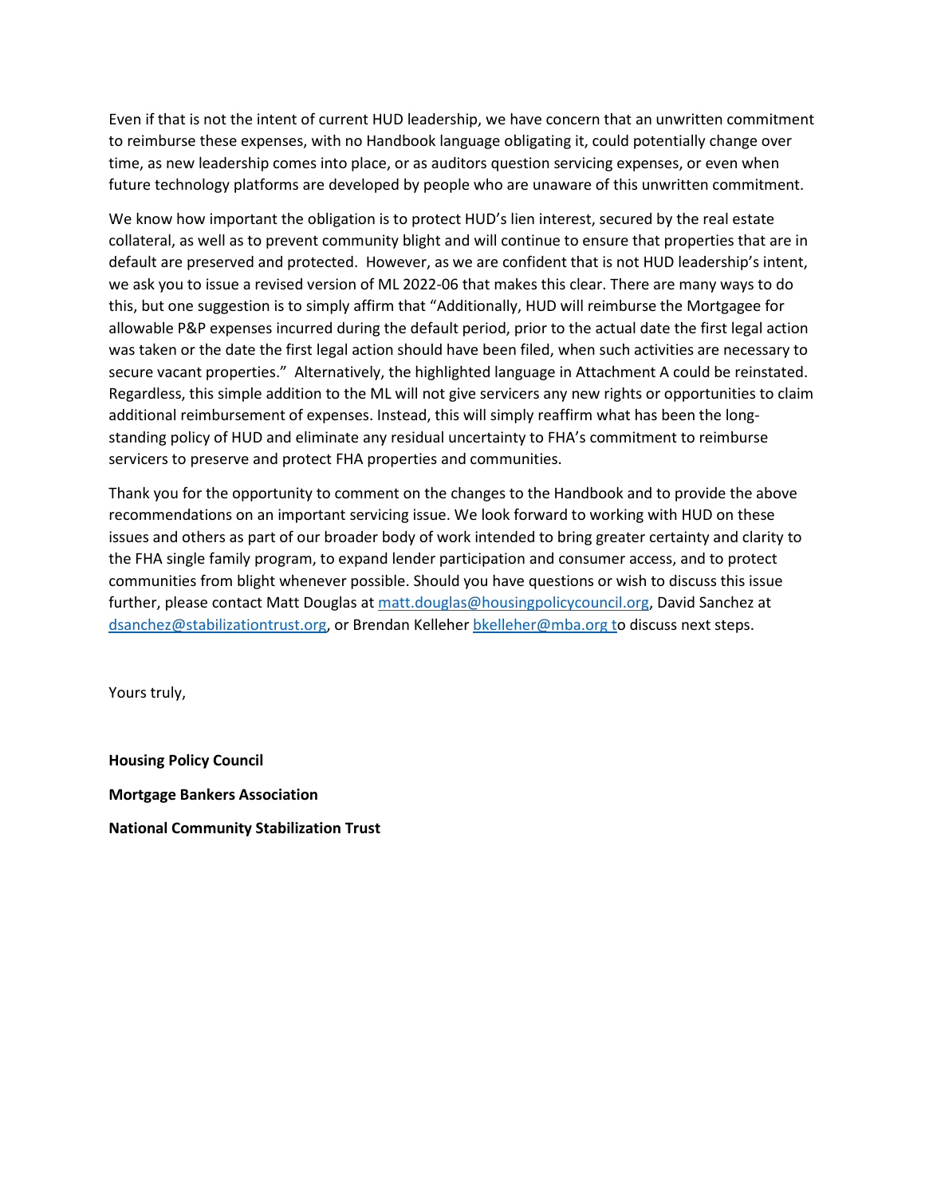Even if that is not the intent of current HUD leadership, we have concern that an unwritten commitment to reimburse these expenses, with no Handbook language obligating it, could potentially change over time, as new leadership comes into place, or as auditors question servicing expenses, or even when future technology platforms are developed by people who are unaware of this unwritten commitment.

We know how important the obligation is to protect HUD's lien interest, secured by the real estate collateral, as well as to prevent community blight and will continue to ensure that properties that are in default are preserved and protected. However, as we are confident that is not HUD leadership's intent, we ask you to issue a revised version of ML 2022-06 that makes this clear. There are many ways to do this, but one suggestion is to simply affirm that "Additionally, HUD will reimburse the Mortgagee for allowable P&P expenses incurred during the default period, prior to the actual date the first legal action was taken or the date the first legal action should have been filed, when such activities are necessary to secure vacant properties." Alternatively, the highlighted language in Attachment A could be reinstated. Regardless, this simple addition to the ML will not give servicers any new rights or opportunities to claim additional reimbursement of expenses. Instead, this will simply reaffirm what has been the long-standing policy of HUD and eliminate any residual uncertainty to FHA's commitment to reimburse servicers to preserve and protect FHA properties and communities.

Thank you for the opportunity to comment on the changes to the Handbook and to provide the above recommendations on an important servicing issue. We look forward to working with HUD on these issues and others as part of our broader body of work intended to bring greater certainty and clarity to the FHA single family program, to expand lender participation and consumer access, and to protect communities from blight whenever possible. Should you have questions or wish to discuss this issue further, please contact Matt Douglas at matt.douglas@housingpolicycouncil.org, David Sanchez at dsanchez@stabilizationtrust.org, or Brendan Kelleher bkelleher@mba.org to discuss next steps.

Yours truly,

**Housing Policy Council**

**Mortgage Bankers Association**

**National Community Stabilization Trust**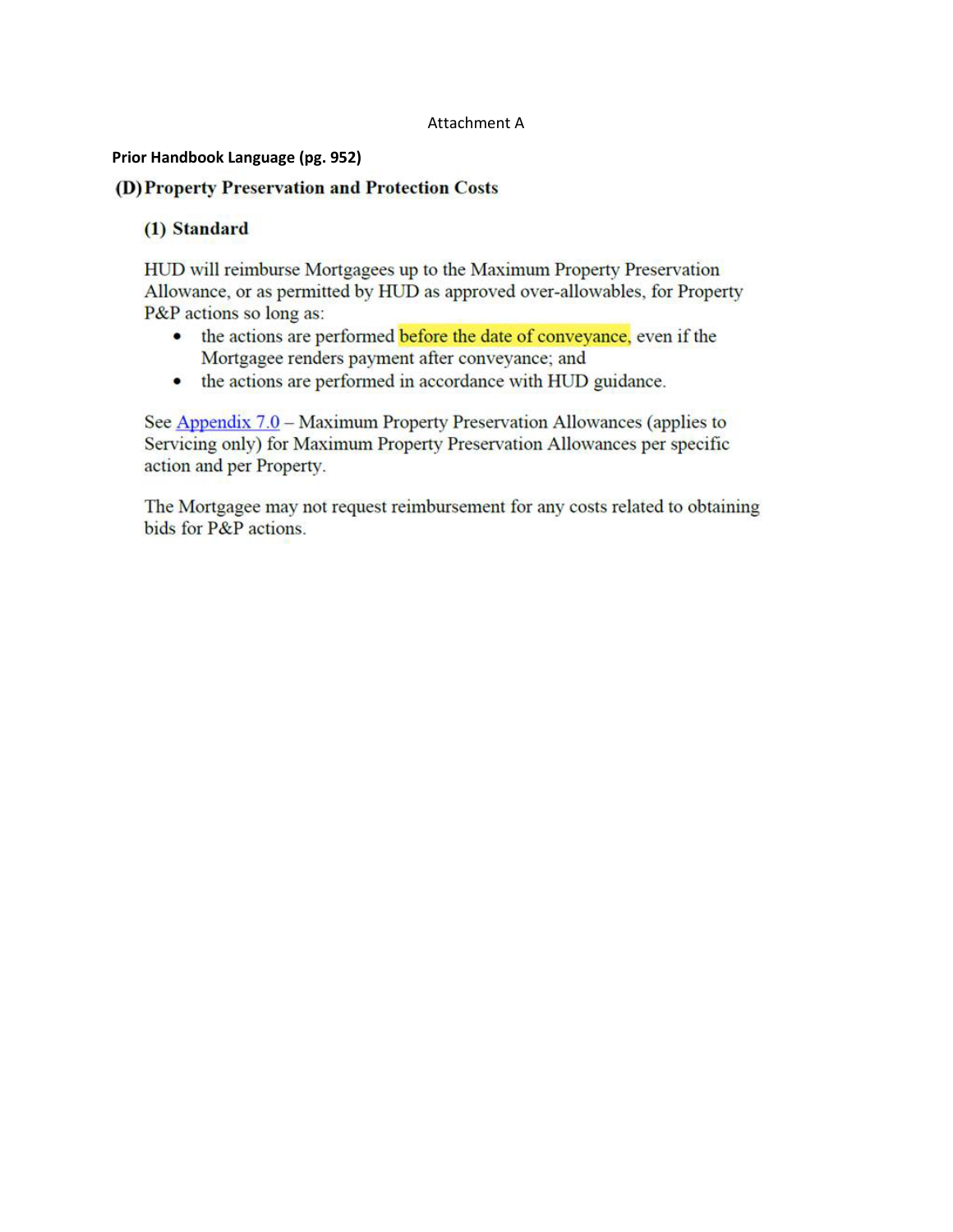Attachment A

**Prior Handbook Language (pg. 952)**

## (D) Property Preservation and Protection Costs

### (1) Standard

HUD will reimburse Mortgagees up to the Maximum Property Preservation Allowance, or as permitted by HUD as approved over-allowables, for Property P&P actions so long as:

- the actions are performed before the date of conveyance, even if the Mortgagee renders payment after conveyance; and
- the actions are performed in accordance with HUD guidance.

See Appendix 7.0 – Maximum Property Preservation Allowances (applies to Servicing only) for Maximum Property Preservation Allowances per specific action and per Property.

The Mortgagee may not request reimbursement for any costs related to obtaining bids for P&P actions.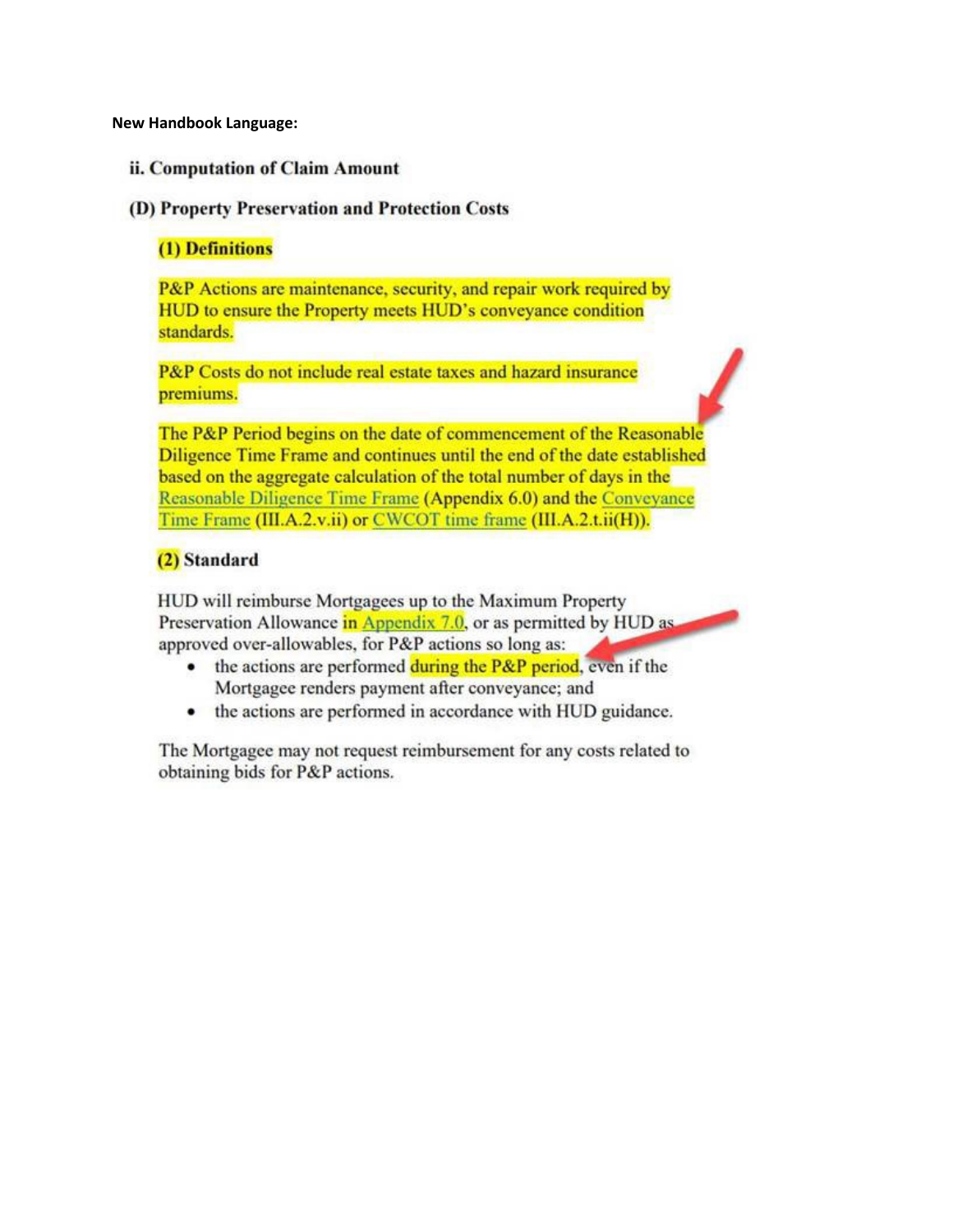**New Handbook Language:**

### ii. Computation of Claim Amount

#### (D) Property Preservation and Protection Costs

##### (1) Definitions

P&P Actions are maintenance, security, and repair work required by HUD to ensure the Property meets HUD's conveyance condition standards.

P&P Costs do not include real estate taxes and hazard insurance premiums.

The P&P Period begins on the date of commencement of the Reasonable Diligence Time Frame and continues until the end of the date established based on the aggregate calculation of the total number of days in the Reasonable Diligence Time Frame (Appendix 6.0) and the Conveyance Time Frame (III.A.2.v.ii) or CWCOT time frame (III.A.2.t.ii(H)).

##### (2) Standard

HUD will reimburse Mortgagees up to the Maximum Property Preservation Allowance in Appendix 7.0, or as permitted by HUD as approved over-allowables, for P&P actions so long as:

- the actions are performed during the P&P period, even if the Mortgagee renders payment after conveyance; and
- the actions are performed in accordance with HUD guidance.

The Mortgagee may not request reimbursement for any costs related to obtaining bids for P&P actions.